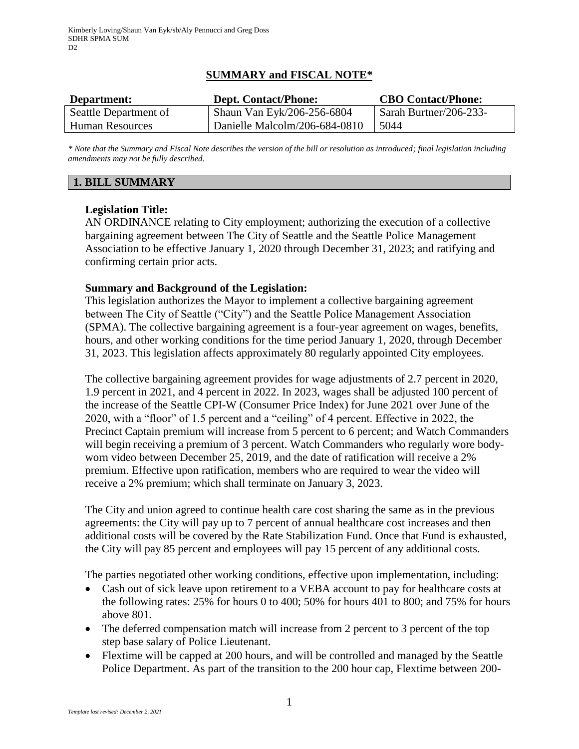Kimberly Loving/Shaun Van Eyk/sb/Aly Pennucci and Greg Doss
SDHR SPMA SUM
D2

# SUMMARY and FISCAL NOTE*

| Department: | Dept. Contact/Phone: | CBO Contact/Phone: |
|---|---|---|
| Seattle Department of Human Resources | Shaun Van Eyk/206-256-6804 Danielle Malcolm/206-684-0810 | Sarah Burtner/206-233-5044 |

*\* Note that the Summary and Fiscal Note describes the version of the bill or resolution as introduced; final legislation including amendments may not be fully described.*

## 1. BILL SUMMARY

**Legislation Title:**
AN ORDINANCE relating to City employment; authorizing the execution of a collective bargaining agreement between The City of Seattle and the Seattle Police Management Association to be effective January 1, 2020 through December 31, 2023; and ratifying and confirming certain prior acts.

**Summary and Background of the Legislation:**
This legislation authorizes the Mayor to implement a collective bargaining agreement between The City of Seattle ("City") and the Seattle Police Management Association (SPMA). The collective bargaining agreement is a four-year agreement on wages, benefits, hours, and other working conditions for the time period January 1, 2020, through December 31, 2023. This legislation affects approximately 80 regularly appointed City employees.

The collective bargaining agreement provides for wage adjustments of 2.7 percent in 2020, 1.9 percent in 2021, and 4 percent in 2022. In 2023, wages shall be adjusted 100 percent of the increase of the Seattle CPI-W (Consumer Price Index) for June 2021 over June of the 2020, with a "floor" of 1.5 percent and a "ceiling" of 4 percent. Effective in 2022, the Precinct Captain premium will increase from 5 percent to 6 percent; and Watch Commanders will begin receiving a premium of 3 percent. Watch Commanders who regularly wore body-worn video between December 25, 2019, and the date of ratification will receive a 2% premium. Effective upon ratification, members who are required to wear the video will receive a 2% premium; which shall terminate on January 3, 2023.

The City and union agreed to continue health care cost sharing the same as in the previous agreements: the City will pay up to 7 percent of annual healthcare cost increases and then additional costs will be covered by the Rate Stabilization Fund. Once that Fund is exhausted, the City will pay 85 percent and employees will pay 15 percent of any additional costs.

The parties negotiated other working conditions, effective upon implementation, including:

- Cash out of sick leave upon retirement to a VEBA account to pay for healthcare costs at the following rates: 25% for hours 0 to 400; 50% for hours 401 to 800; and 75% for hours above 801.
- The deferred compensation match will increase from 2 percent to 3 percent of the top step base salary of Police Lieutenant.
- Flextime will be capped at 200 hours, and will be controlled and managed by the Seattle Police Department. As part of the transition to the 200 hour cap, Flextime between 200-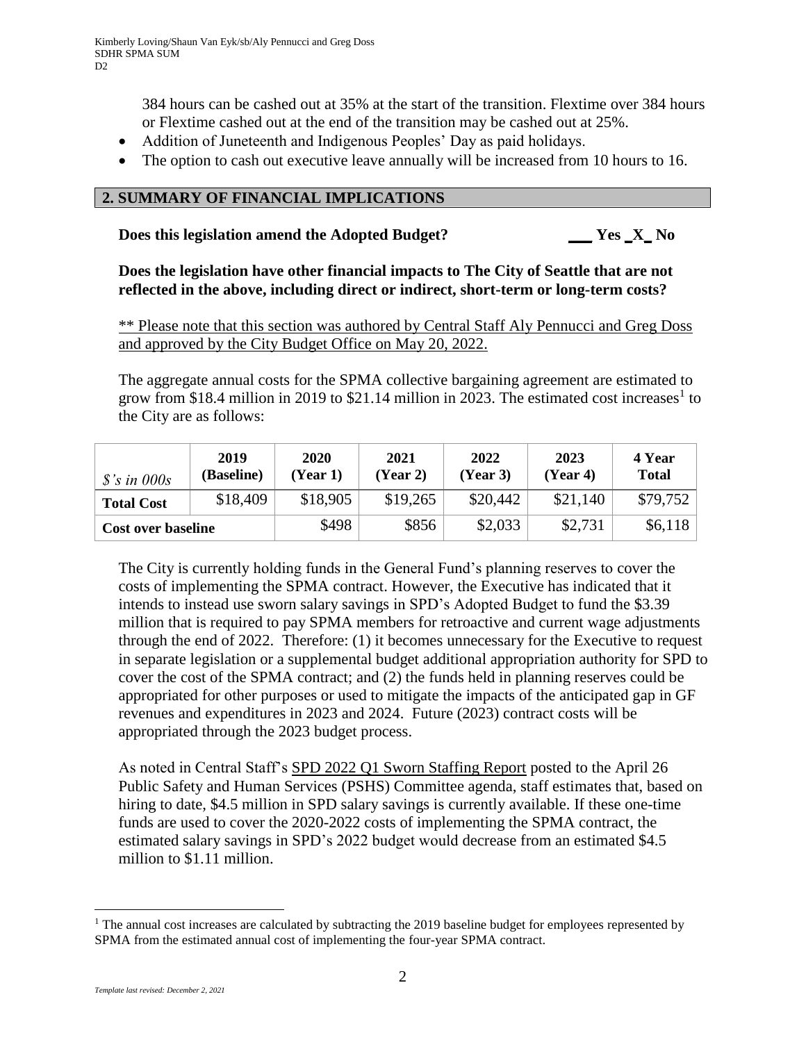384 hours can be cashed out at 35% at the start of the transition. Flextime over 384 hours or Flextime cashed out at the end of the transition may be cashed out at 25%.

- Addition of Juneteenth and Indigenous Peoples' Day as paid holidays.
- The option to cash out executive leave annually will be increased from 10 hours to 16.

## 2. SUMMARY OF FINANCIAL IMPLICATIONS

**Does this legislation amend the Adopted Budget?** ___ Yes _X_ No

**Does the legislation have other financial impacts to The City of Seattle that are not reflected in the above, including direct or indirect, short-term or long-term costs?**

** Please note that this section was authored by Central Staff Aly Pennucci and Greg Doss and approved by the City Budget Office on May 20, 2022.

The aggregate annual costs for the SPMA collective bargaining agreement are estimated to grow from $18.4 million in 2019 to $21.14 million in 2023. The estimated cost increases[1] to the City are as follows:

| *$'s in 000s* | 2019 (Baseline) | 2020 (Year 1) | 2021 (Year 2) | 2022 (Year 3) | 2023 (Year 4) | 4 Year Total |
|---|---|---|---|---|---|---|
| **Total Cost** | $18,409 | $18,905 | $19,265 | $20,442 | $21,140 | $79,752 |
| **Cost over baseline** | | $498 | $856 | $2,033 | $2,731 | $6,118 |

The City is currently holding funds in the General Fund's planning reserves to cover the costs of implementing the SPMA contract. However, the Executive has indicated that it intends to instead use sworn salary savings in SPD's Adopted Budget to fund the $3.39 million that is required to pay SPMA members for retroactive and current wage adjustments through the end of 2022. Therefore: (1) it becomes unnecessary for the Executive to request in separate legislation or a supplemental budget additional appropriation authority for SPD to cover the cost of the SPMA contract; and (2) the funds held in planning reserves could be appropriated for other purposes or used to mitigate the impacts of the anticipated gap in GF revenues and expenditures in 2023 and 2024. Future (2023) contract costs will be appropriated through the 2023 budget process.

As noted in Central Staff's SPD 2022 Q1 Sworn Staffing Report posted to the April 26 Public Safety and Human Services (PSHS) Committee agenda, staff estimates that, based on hiring to date, $4.5 million in SPD salary savings is currently available. If these one-time funds are used to cover the 2020-2022 costs of implementing the SPMA contract, the estimated salary savings in SPD's 2022 budget would decrease from an estimated $4.5 million to $1.11 million.

[1] The annual cost increases are calculated by subtracting the 2019 baseline budget for employees represented by SPMA from the estimated annual cost of implementing the four-year SPMA contract.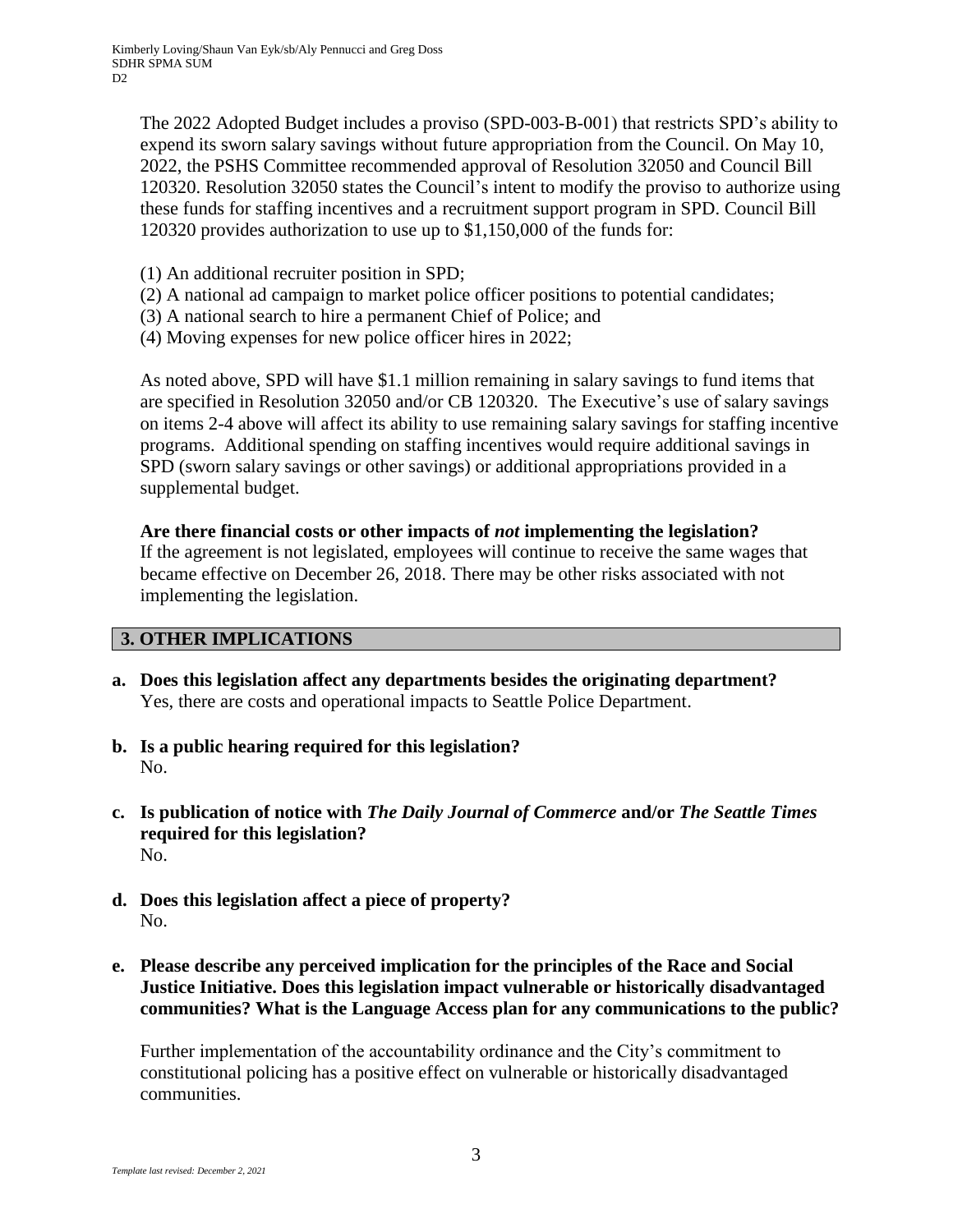The 2022 Adopted Budget includes a proviso (SPD-003-B-001) that restricts SPD's ability to expend its sworn salary savings without future appropriation from the Council. On May 10, 2022, the PSHS Committee recommended approval of Resolution 32050 and Council Bill 120320. Resolution 32050 states the Council's intent to modify the proviso to authorize using these funds for staffing incentives and a recruitment support program in SPD. Council Bill 120320 provides authorization to use up to $1,150,000 of the funds for:

(1) An additional recruiter position in SPD;
(2) A national ad campaign to market police officer positions to potential candidates;
(3) A national search to hire a permanent Chief of Police; and
(4) Moving expenses for new police officer hires in 2022;

As noted above, SPD will have $1.1 million remaining in salary savings to fund items that are specified in Resolution 32050 and/or CB 120320. The Executive's use of salary savings on items 2-4 above will affect its ability to use remaining salary savings for staffing incentive programs. Additional spending on staffing incentives would require additional savings in SPD (sworn salary savings or other savings) or additional appropriations provided in a supplemental budget.

**Are there financial costs or other impacts of *not* implementing the legislation?**
If the agreement is not legislated, employees will continue to receive the same wages that became effective on December 26, 2018. There may be other risks associated with not implementing the legislation.

## 3. OTHER IMPLICATIONS

**a. Does this legislation affect any departments besides the originating department?**
Yes, there are costs and operational impacts to Seattle Police Department.

**b. Is a public hearing required for this legislation?**
No.

**c. Is publication of notice with *The Daily Journal of Commerce* and/or *The Seattle Times* required for this legislation?**
No.

**d. Does this legislation affect a piece of property?**
No.

**e. Please describe any perceived implication for the principles of the Race and Social Justice Initiative. Does this legislation impact vulnerable or historically disadvantaged communities? What is the Language Access plan for any communications to the public?**

Further implementation of the accountability ordinance and the City's commitment to constitutional policing has a positive effect on vulnerable or historically disadvantaged communities.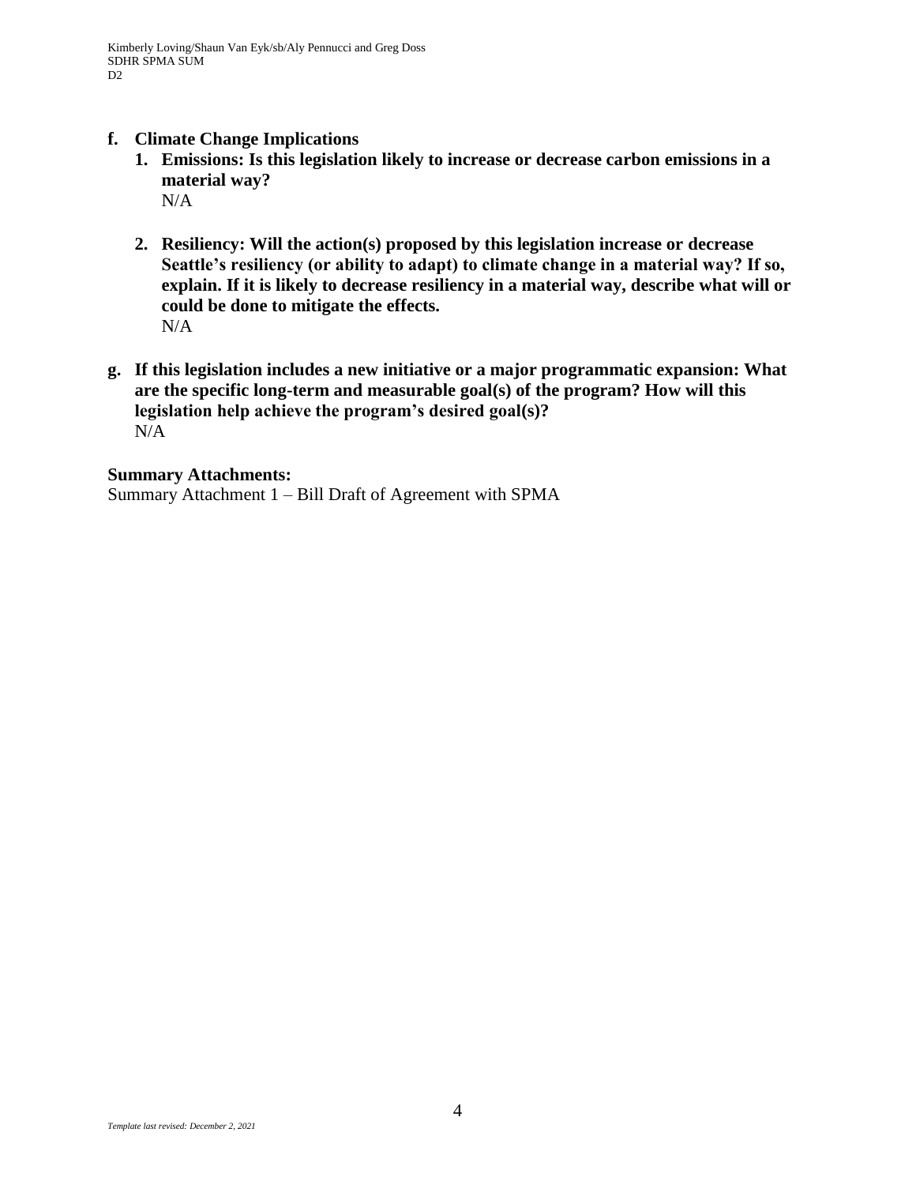**f. Climate Change Implications**

1. **Emissions: Is this legislation likely to increase or decrease carbon emissions in a material way?**
   N/A

2. **Resiliency: Will the action(s) proposed by this legislation increase or decrease Seattle's resiliency (or ability to adapt) to climate change in a material way? If so, explain. If it is likely to decrease resiliency in a material way, describe what will or could be done to mitigate the effects.**
   N/A

**g. If this legislation includes a new initiative or a major programmatic expansion: What are the specific long-term and measurable goal(s) of the program? How will this legislation help achieve the program's desired goal(s)?**
N/A

**Summary Attachments:**
Summary Attachment 1 – Bill Draft of Agreement with SPMA